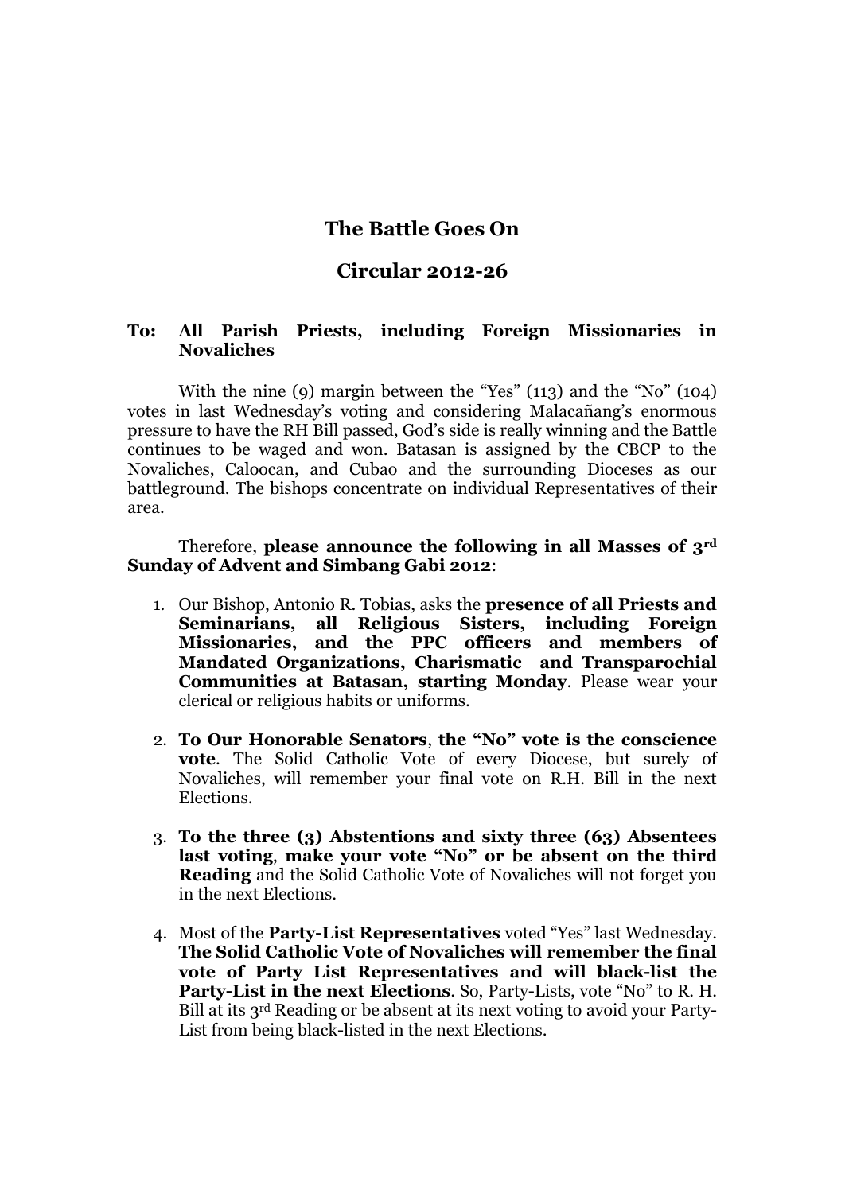# The Battle Goes On

## Circular 2012-26

**To: All Parish Priests, including Foreign Missionaries in Novaliches**

With the nine (9) margin between the "Yes" (113) and the "No" (104) votes in last Wednesday's voting and considering Malacañang's enormous pressure to have the RH Bill passed, God's side is really winning and the Battle continues to be waged and won. Batasan is assigned by the CBCP to the Novaliches, Caloocan, and Cubao and the surrounding Dioceses as our battleground. The bishops concentrate on individual Representatives of their area.

Therefore, **please announce the following in all Masses of 3rd Sunday of Advent and Simbang Gabi 2012**:

1. Our Bishop, Antonio R. Tobias, asks the **presence of all Priests and Seminarians, all Religious Sisters, including Foreign Missionaries, and the PPC officers and members of Mandated Organizations, Charismatic and Transparochial Communities at Batasan, starting Monday**. Please wear your clerical or religious habits or uniforms.

2. **To Our Honorable Senators**, **the "No" vote is the conscience vote**. The Solid Catholic Vote of every Diocese, but surely of Novaliches, will remember your final vote on R.H. Bill in the next Elections.

3. **To the three (3) Abstentions and sixty three (63) Absentees last voting**, **make your vote "No" or be absent on the third Reading** and the Solid Catholic Vote of Novaliches will not forget you in the next Elections.

4. Most of the **Party-List Representatives** voted "Yes" last Wednesday. **The Solid Catholic Vote of Novaliches will remember the final vote of Party List Representatives and will black-list the Party-List in the next Elections**. So, Party-Lists, vote "No" to R. H. Bill at its 3rd Reading or be absent at its next voting to avoid your Party-List from being black-listed in the next Elections.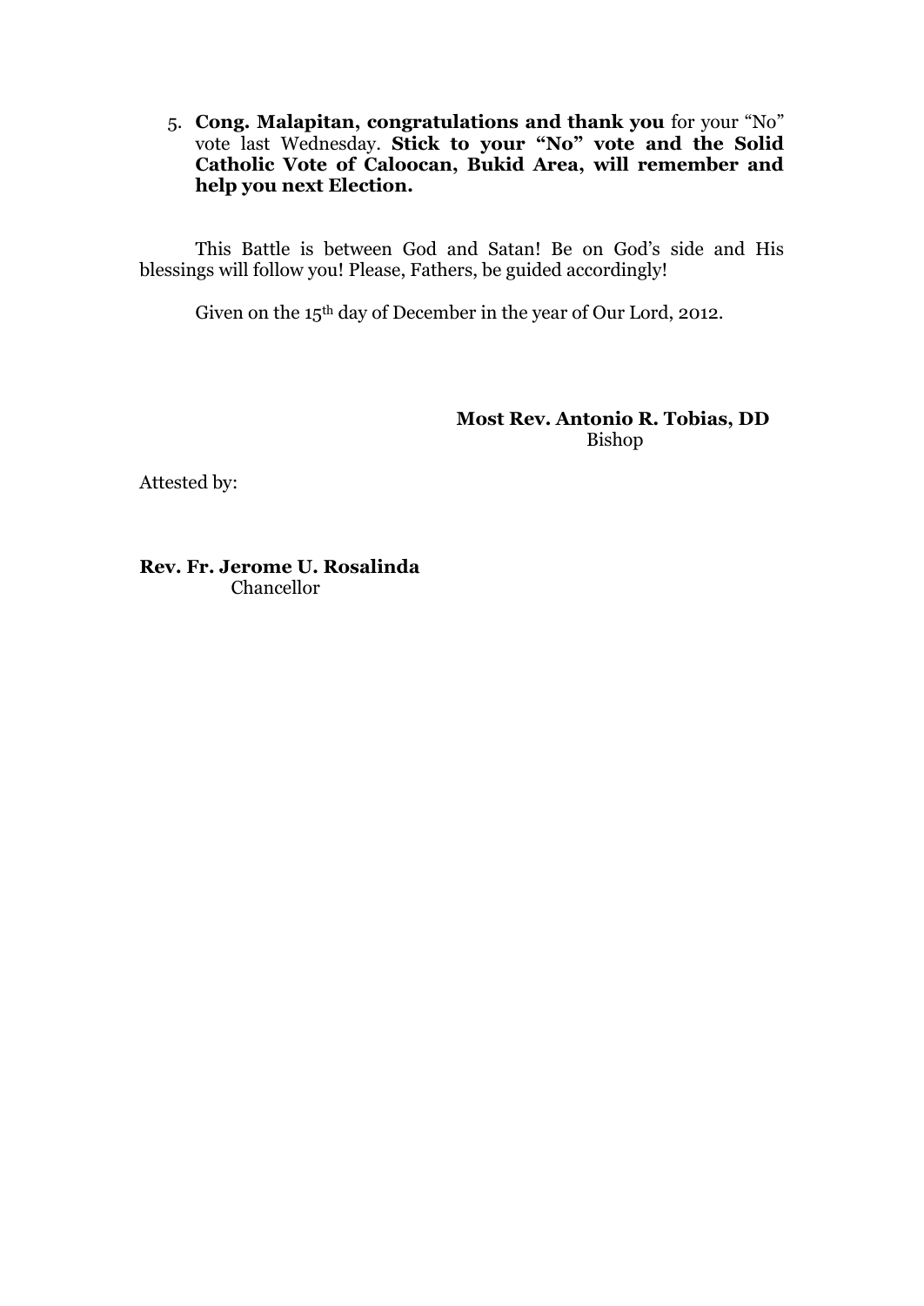5. **Cong. Malapitan, congratulations and thank you** for your "No" vote last Wednesday. **Stick to your "No" vote and the Solid Catholic Vote of Caloocan, Bukid Area, will remember and help you next Election.**

This Battle is between God and Satan! Be on God's side and His blessings will follow you! Please, Fathers, be guided accordingly!

Given on the 15th day of December in the year of Our Lord, 2012.

**Most Rev. Antonio R. Tobias, DD**
Bishop

Attested by:

**Rev. Fr. Jerome U. Rosalinda**
Chancellor